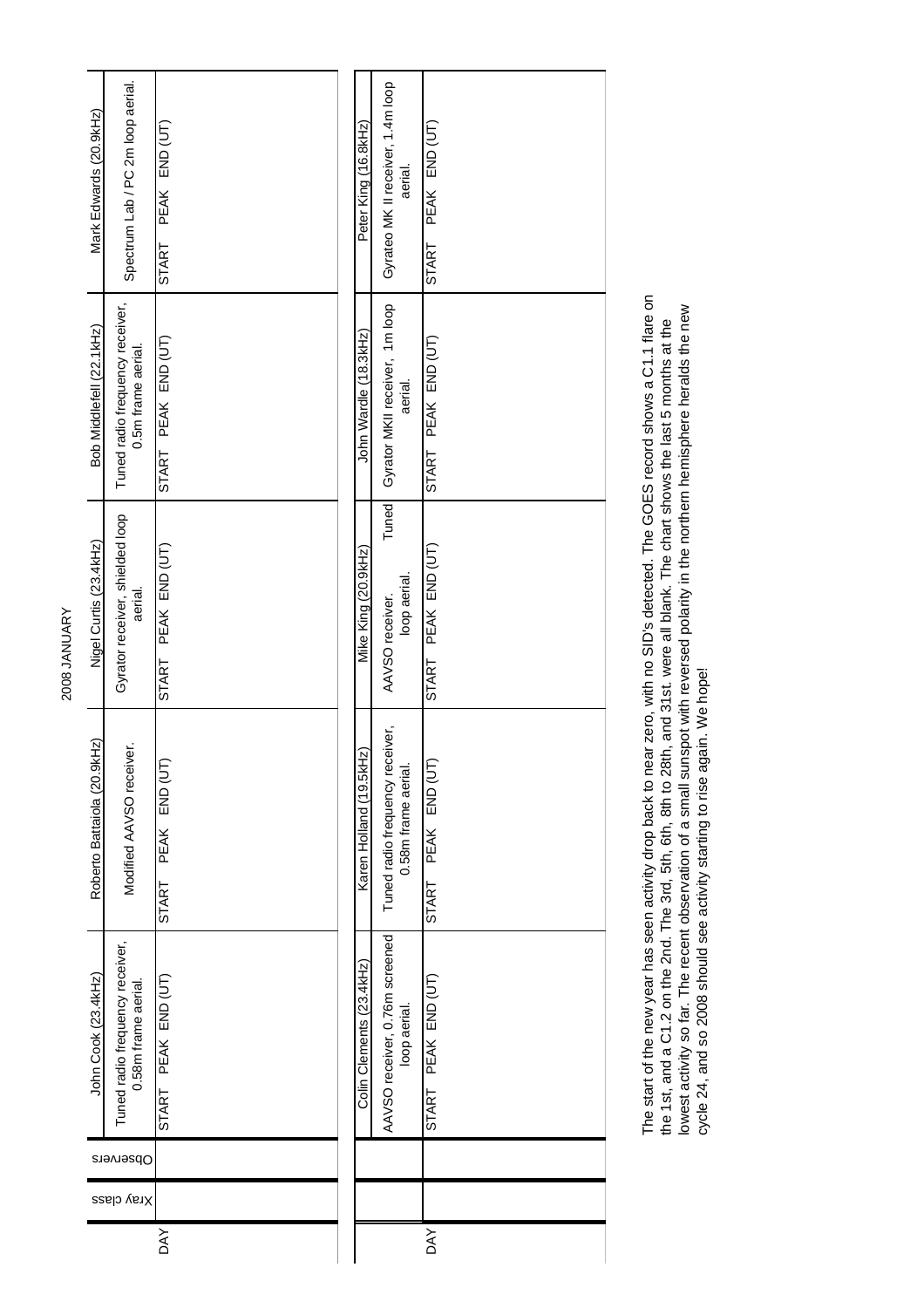# 2008 JANUARY

| DAY | Xray class | Observers | John Cook (23.4kHz) | Roberto Battaiola (20.9kHz) | Nigel Curtis (23.4kHz) | Bob Middlefell (22.1kHz) | Mark Edwards (20.9kHz) |
|---|---|---|---|---|---|---|---|
| | | | Tuned radio frequency receiver, 0.58m frame aerial. | Modified AAVSO receiver. | Gyrator receiver, shielded loop aerial. | Tuned radio frequency receiver, 0.5m frame aerial. | Spectrum Lab / PC 2m loop aerial. |
| | | | START PEAK END (UT) | START PEAK END (UT) | START PEAK END (UT) | START PEAK END (UT) | START PEAK END (UT) |

| DAY | | | Colin Clements (23.4kHz) | Karen Holland (19.5kHz) | Mike King (20.9kHz) | John Wardle (18.3kHz) | Peter King (16.8kHz) |
|---|---|---|---|---|---|---|---|
| | | | AAVSO receiver, 0.76m screened loop aerial. | Tuned radio frequency receiver, 0.58m frame aerial. | AAVSO receiver. Tuned loop aerial. | Gyrator MKII receiver, 1m loop aerial. | Gyrateo MK II receiver, 1.4m loop aerial. |
| | | | START PEAK END (UT) | START PEAK END (UT) | START PEAK END (UT) | START PEAK END (UT) | START PEAK END (UT) |

The start of the new year has seen activity drop back to near zero, with no SID's detected. The GOES record shows a C1.1 flare on the 1st, and a C1.2 on the 2nd. The 3rd, 5th, 6th, 8th to 28th, and 31st. were all blank. The chart shows the last 5 months at the lowest activity so far. The recent observation of a small sunspot with reversed polarity in the northern hemisphere heralds the new cycle 24, and so 2008 should see activity starting to rise again. We hope!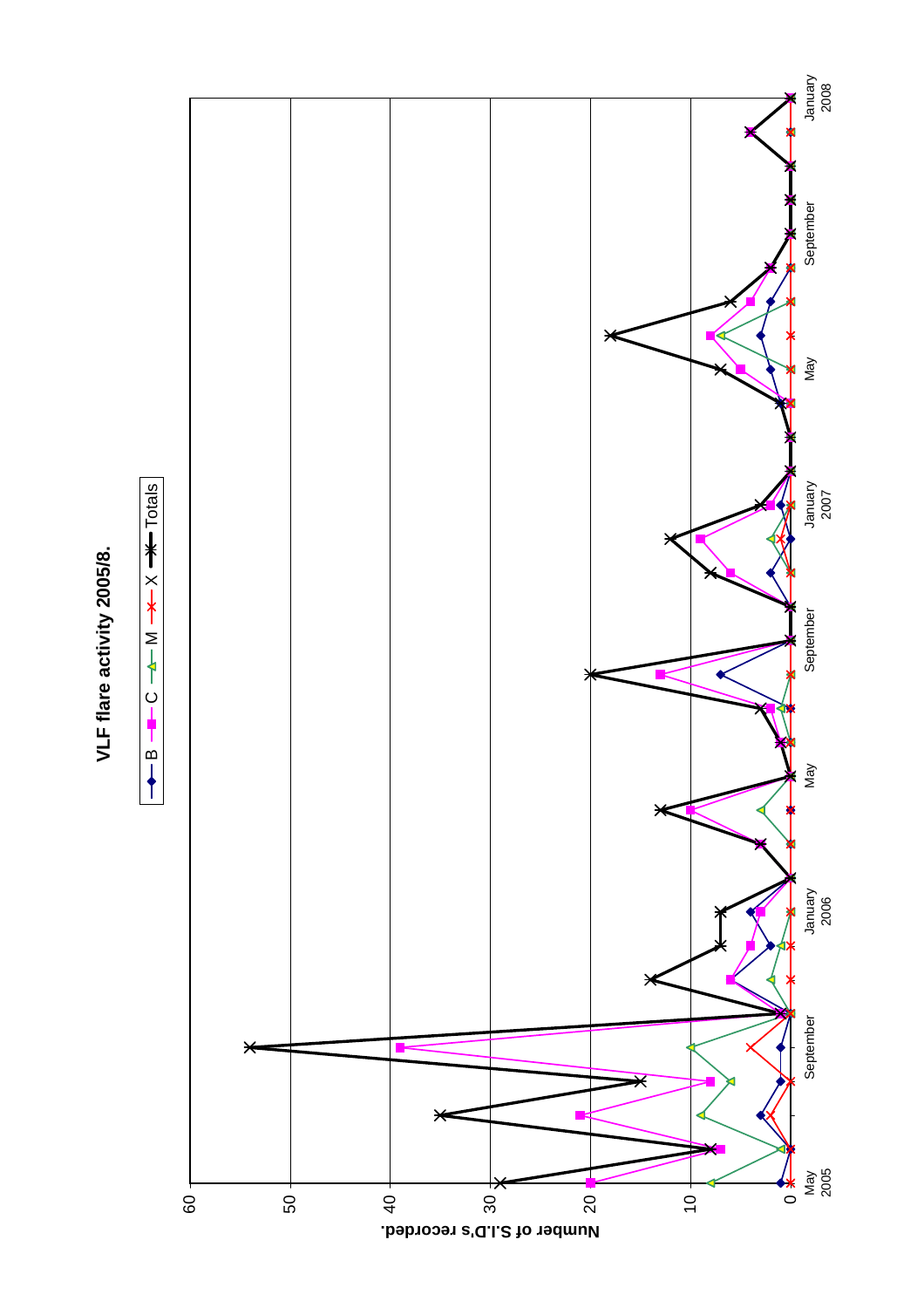**VLF flare activity 2005/8.**

B C M X Totals

Number of S.I.D's recorded.

0 10 20 30 40 50 60

May 2005

September

January 2006

May

September

January 2007

May

September

January 2008